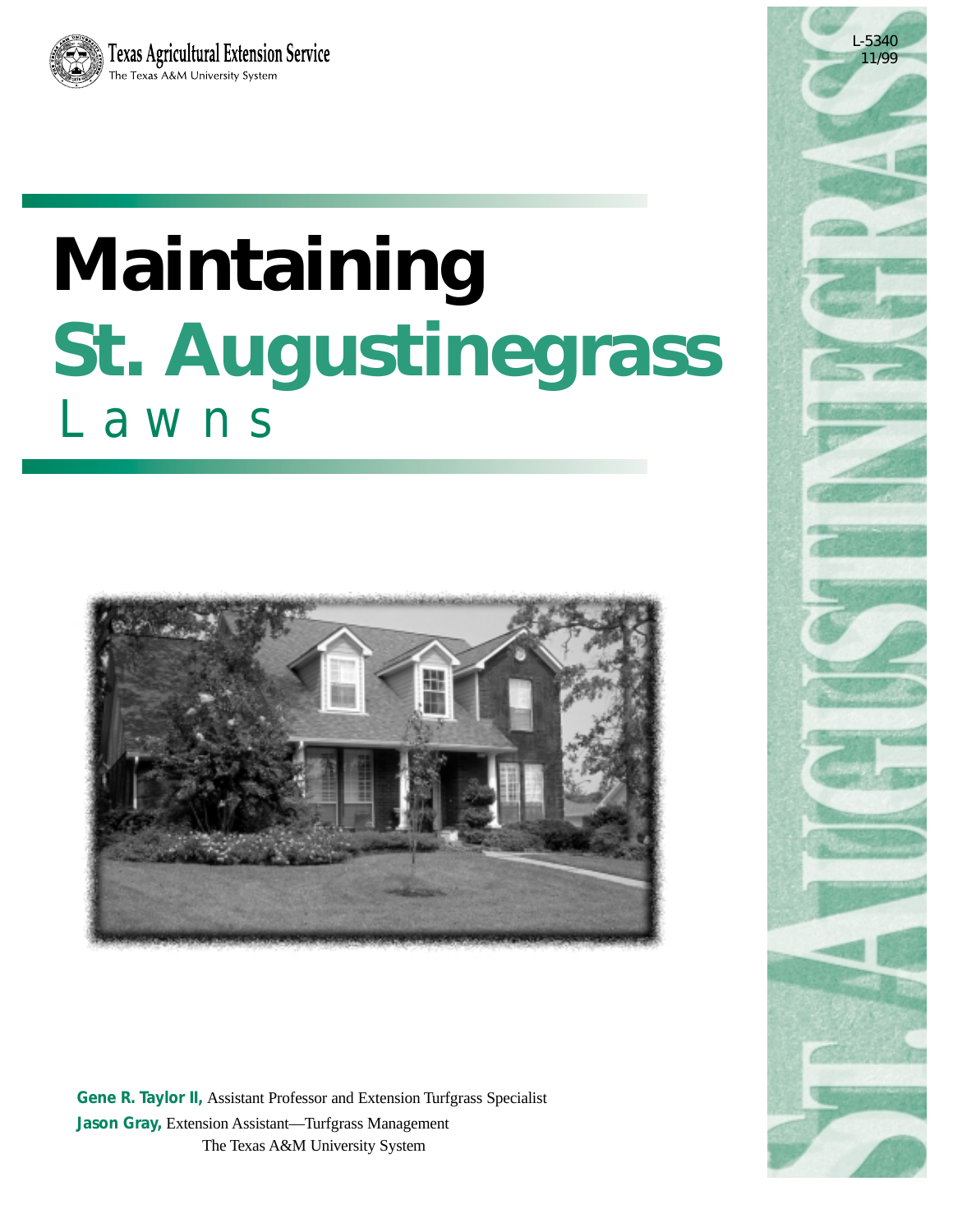Texas Agricultural Extension Service

The Texas A&M University System

L-5340
11/99

# Maintaining St. Augustinegrass Lawns

**Gene R. Taylor II,** Assistant Professor and Extension Turfgrass Specialist

**Jason Gray,** Extension Assistant—Turfgrass Management

The Texas A&M University System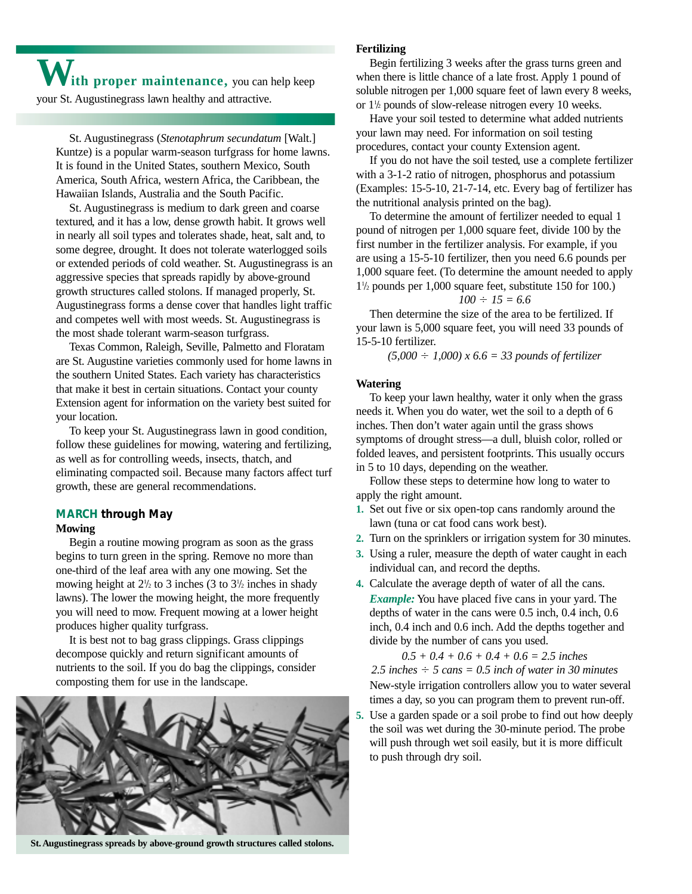**With proper maintenance,** you can help keep your St. Augustinegrass lawn healthy and attractive.

St. Augustinegrass (*Stenotaphrum secundatum* [Walt.] Kuntze) is a popular warm-season turfgrass for home lawns. It is found in the United States, southern Mexico, South America, South Africa, western Africa, the Caribbean, the Hawaiian Islands, Australia and the South Pacific.

St. Augustinegrass is medium to dark green and coarse textured, and it has a low, dense growth habit. It grows well in nearly all soil types and tolerates shade, heat, salt and, to some degree, drought. It does not tolerate waterlogged soils or extended periods of cold weather. St. Augustinegrass is an aggressive species that spreads rapidly by above-ground growth structures called stolons. If managed properly, St. Augustinegrass forms a dense cover that handles light traffic and competes well with most weeds. St. Augustinegrass is the most shade tolerant warm-season turfgrass.

Texas Common, Raleigh, Seville, Palmetto and Floratam are St. Augustine varieties commonly used for home lawns in the southern United States. Each variety has characteristics that make it best in certain situations. Contact your county Extension agent for information on the variety best suited for your location.

To keep your St. Augustinegrass lawn in good condition, follow these guidelines for mowing, watering and fertilizing, as well as for controlling weeds, insects, thatch, and eliminating compacted soil. Because many factors affect turf growth, these are general recommendations.

## MARCH through May

### Mowing

Begin a routine mowing program as soon as the grass begins to turn green in the spring. Remove no more than one-third of the leaf area with any one mowing. Set the mowing height at 2½ to 3 inches (3 to 3½ inches in shady lawns). The lower the mowing height, the more frequently you will need to mow. Frequent mowing at a lower height produces higher quality turfgrass.

It is best not to bag grass clippings. Grass clippings decompose quickly and return significant amounts of nutrients to the soil. If you do bag the clippings, consider composting them for use in the landscape.

St. Augustinegrass spreads by above-ground growth structures called stolons.

### Fertilizing

Begin fertilizing 3 weeks after the grass turns green and when there is little chance of a late frost. Apply 1 pound of soluble nitrogen per 1,000 square feet of lawn every 8 weeks, or 1½ pounds of slow-release nitrogen every 10 weeks.

Have your soil tested to determine what added nutrients your lawn may need. For information on soil testing procedures, contact your county Extension agent.

If you do not have the soil tested, use a complete fertilizer with a 3-1-2 ratio of nitrogen, phosphorus and potassium (Examples: 15-5-10, 21-7-14, etc. Every bag of fertilizer has the nutritional analysis printed on the bag).

To determine the amount of fertilizer needed to equal 1 pound of nitrogen per 1,000 square feet, divide 100 by the first number in the fertilizer analysis. For example, if you are using a 15-5-10 fertilizer, then you need 6.6 pounds per 1,000 square feet. (To determine the amount needed to apply 1½ pounds per 1,000 square feet, substitute 150 for 100.)

$$100 \div 15 = 6.6$$

Then determine the size of the area to be fertilized. If your lawn is 5,000 square feet, you will need 33 pounds of 15-5-10 fertilizer.

$$(5{,}000 \div 1{,}000) \times 6.6 = 33 \text{ pounds of fertilizer}$$

### Watering

To keep your lawn healthy, water it only when the grass needs it. When you do water, wet the soil to a depth of 6 inches. Then don't water again until the grass shows symptoms of drought stress—a dull, bluish color, rolled or folded leaves, and persistent footprints. This usually occurs in 5 to 10 days, depending on the weather.

Follow these steps to determine how long to water to apply the right amount.

1. Set out five or six open-top cans randomly around the lawn (tuna or cat food cans work best).
2. Turn on the sprinklers or irrigation system for 30 minutes.
3. Using a ruler, measure the depth of water caught in each individual can, and record the depths.
4. Calculate the average depth of water of all the cans.

   ***Example:*** You have placed five cans in your yard. The depths of water in the cans were 0.5 inch, 0.4 inch, 0.6 inch, 0.4 inch and 0.6 inch. Add the depths together and divide by the number of cans you used.

   $$0.5 + 0.4 + 0.6 + 0.4 + 0.6 = 2.5 \text{ inches}$$

   $$2.5 \text{ inches} \div 5 \text{ cans} = 0.5 \text{ inch of water in 30 minutes}$$

   New-style irrigation controllers allow you to water several times a day, so you can program them to prevent run-off.
5. Use a garden spade or a soil probe to find out how deeply the soil was wet during the 30-minute period. The probe will push through wet soil easily, but it is more difficult to push through dry soil.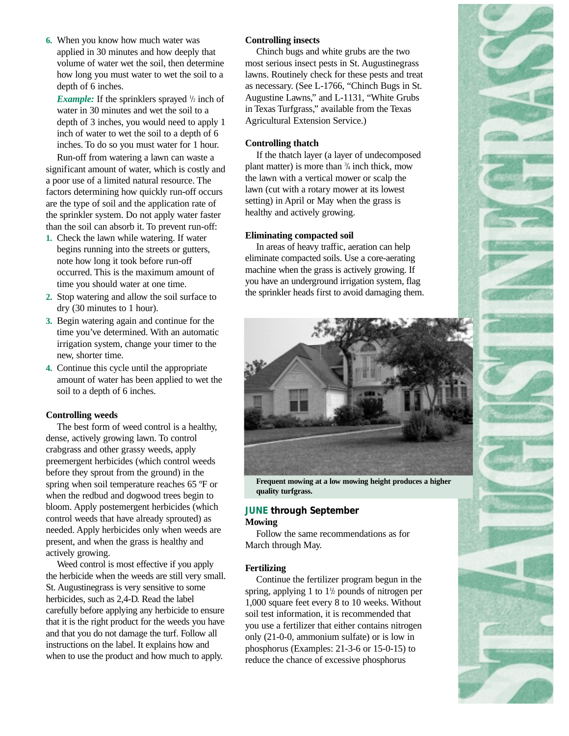6. When you know how much water was applied in 30 minutes and how deeply that volume of water wet the soil, then determine how long you must water to wet the soil to a depth of 6 inches.

   ***Example:*** If the sprinklers sprayed ½ inch of water in 30 minutes and wet the soil to a depth of 3 inches, you would need to apply 1 inch of water to wet the soil to a depth of 6 inches. To do so you must water for 1 hour.

Run-off from watering a lawn can waste a significant amount of water, which is costly and a poor use of a limited natural resource. The factors determining how quickly run-off occurs are the type of soil and the application rate of the sprinkler system. Do not apply water faster than the soil can absorb it. To prevent run-off:

1. Check the lawn while watering. If water begins running into the streets or gutters, note how long it took before run-off occurred. This is the maximum amount of time you should water at one time.
2. Stop watering and allow the soil surface to dry (30 minutes to 1 hour).
3. Begin watering again and continue for the time you've determined. With an automatic irrigation system, change your timer to the new, shorter time.
4. Continue this cycle until the appropriate amount of water has been applied to wet the soil to a depth of 6 inches.

**Controlling weeds**

The best form of weed control is a healthy, dense, actively growing lawn. To control crabgrass and other grassy weeds, apply preemergent herbicides (which control weeds before they sprout from the ground) in the spring when soil temperature reaches 65 ºF or when the redbud and dogwood trees begin to bloom. Apply postemergent herbicides (which control weeds that have already sprouted) as needed. Apply herbicides only when weeds are present, and when the grass is healthy and actively growing.

Weed control is most effective if you apply the herbicide when the weeds are still very small. St. Augustinegrass is very sensitive to some herbicides, such as 2,4-D. Read the label carefully before applying any herbicide to ensure that it is the right product for the weeds you have and that you do not damage the turf. Follow all instructions on the label. It explains how and when to use the product and how much to apply.

**Controlling insects**

Chinch bugs and white grubs are the two most serious insect pests in St. Augustinegrass lawns. Routinely check for these pests and treat as necessary. (See L-1766, "Chinch Bugs in St. Augustine Lawns," and L-1131, "White Grubs in Texas Turfgrass," available from the Texas Agricultural Extension Service.)

**Controlling thatch**

If the thatch layer (a layer of undecomposed plant matter) is more than ¾ inch thick, mow the lawn with a vertical mower or scalp the lawn (cut with a rotary mower at its lowest setting) in April or May when the grass is healthy and actively growing.

**Eliminating compacted soil**

In areas of heavy traffic, aeration can help eliminate compacted soils. Use a core-aerating machine when the grass is actively growing. If you have an underground irrigation system, flag the sprinkler heads first to avoid damaging them.

**Frequent mowing at a low mowing height produces a higher quality turfgrass.**

## JUNE through September

**Mowing**

Follow the same recommendations as for March through May.

**Fertilizing**

Continue the fertilizer program begun in the spring, applying 1 to 1½ pounds of nitrogen per 1,000 square feet every 8 to 10 weeks. Without soil test information, it is recommended that you use a fertilizer that either contains nitrogen only (21-0-0, ammonium sulfate) or is low in phosphorus (Examples: 21-3-6 or 15-0-15) to reduce the chance of excessive phosphorus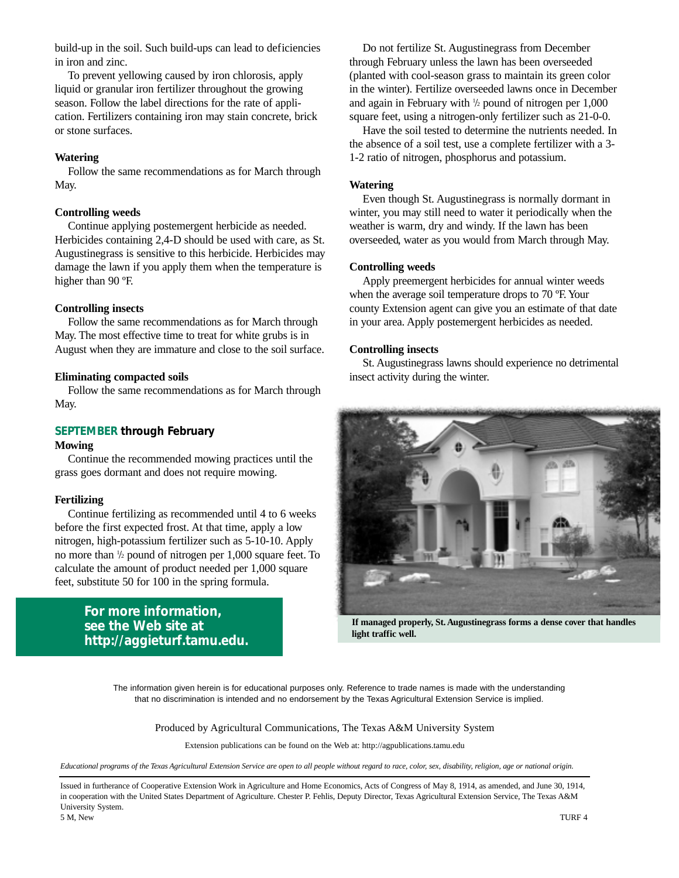build-up in the soil. Such build-ups can lead to deficiencies in iron and zinc.

To prevent yellowing caused by iron chlorosis, apply liquid or granular iron fertilizer throughout the growing season. Follow the label directions for the rate of application. Fertilizers containing iron may stain concrete, brick or stone surfaces.

**Watering**

Follow the same recommendations as for March through May.

**Controlling weeds**

Continue applying postemergent herbicide as needed. Herbicides containing 2,4-D should be used with care, as St. Augustinegrass is sensitive to this herbicide. Herbicides may damage the lawn if you apply them when the temperature is higher than 90 ºF.

**Controlling insects**

Follow the same recommendations as for March through May. The most effective time to treat for white grubs is in August when they are immature and close to the soil surface.

**Eliminating compacted soils**

Follow the same recommendations as for March through May.

## SEPTEMBER through February

**Mowing**

Continue the recommended mowing practices until the grass goes dormant and does not require mowing.

**Fertilizing**

Continue fertilizing as recommended until 4 to 6 weeks before the first expected frost. At that time, apply a low nitrogen, high-potassium fertilizer such as 5-10-10. Apply no more than ½ pound of nitrogen per 1,000 square feet. To calculate the amount of product needed per 1,000 square feet, substitute 50 for 100 in the spring formula.

Do not fertilize St. Augustinegrass from December through February unless the lawn has been overseeded (planted with cool-season grass to maintain its green color in the winter). Fertilize overseeded lawns once in December and again in February with ½ pound of nitrogen per 1,000 square feet, using a nitrogen-only fertilizer such as 21-0-0.

Have the soil tested to determine the nutrients needed. In the absence of a soil test, use a complete fertilizer with a 3-1-2 ratio of nitrogen, phosphorus and potassium.

**Watering**

Even though St. Augustinegrass is normally dormant in winter, you may still need to water it periodically when the weather is warm, dry and windy. If the lawn has been overseeded, water as you would from March through May.

**Controlling weeds**

Apply preemergent herbicides for annual winter weeds when the average soil temperature drops to 70 ºF. Your county Extension agent can give you an estimate of that date in your area. Apply postemergent herbicides as needed.

**Controlling insects**

St. Augustinegrass lawns should experience no detrimental insect activity during the winter.

**For more information, see the Web site at http://aggieturf.tamu.edu.**

**If managed properly, St. Augustinegrass forms a dense cover that handles light traffic well.**

The information given herein is for educational purposes only. Reference to trade names is made with the understanding that no discrimination is intended and no endorsement by the Texas Agricultural Extension Service is implied.

Produced by Agricultural Communications, The Texas A&M University System

Extension publications can be found on the Web at: http://agpublications.tamu.edu

*Educational programs of the Texas Agricultural Extension Service are open to all people without regard to race, color, sex, disability, religion, age or national origin.*

Issued in furtherance of Cooperative Extension Work in Agriculture and Home Economics, Acts of Congress of May 8, 1914, as amended, and June 30, 1914, in cooperation with the United States Department of Agriculture. Chester P. Fehlis, Deputy Director, Texas Agricultural Extension Service, The Texas A&M University System.

5 M, New

TURF 4